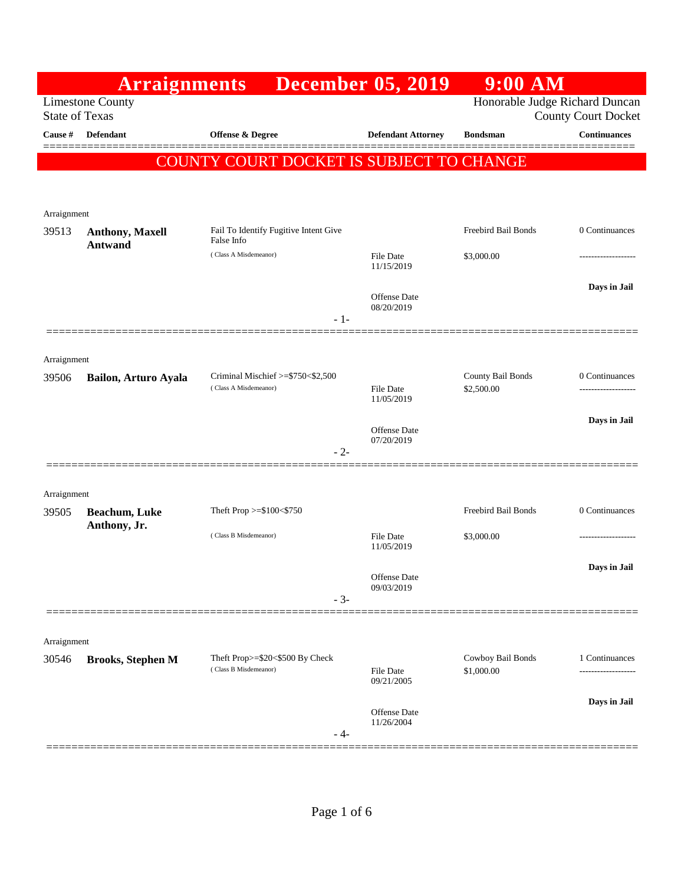# Arraignments December 05, 2019 9:00 AM

Limestone County
State of Texas

Honorable Judge Richard Duncan
County Court Docket

**COUNTY COURT DOCKET IS SUBJECT TO CHANGE**

| Cause # | Defendant | Offense & Degree | Defendant Attorney | Bondsman | Continuances |
|---|---|---|---|---|---|
| Arraignment | | | | | |
| 39513 | **Anthony, Maxell Antwand** | Fail To Identify Fugitive Intent Give False Info (Class A Misdemeanor) | File Date 11/15/2019; Offense Date 08/20/2019 | Freebird Bail Bonds $3,000.00 | 0 Continuances; Days in Jail |
| Arraignment | | | | | |
| 39506 | **Bailon, Arturo Ayala** | Criminal Mischief >=$750<$2,500 (Class A Misdemeanor) | File Date 11/05/2019; Offense Date 07/20/2019 | County Bail Bonds $2,500.00 | 0 Continuances; Days in Jail |
| Arraignment | | | | | |
| 39505 | **Beachum, Luke Anthony, Jr.** | Theft Prop >=$100<$750 (Class B Misdemeanor) | File Date 11/05/2019; Offense Date 09/03/2019 | Freebird Bail Bonds $3,000.00 | 0 Continuances; Days in Jail |
| Arraignment | | | | | |
| 30546 | **Brooks, Stephen M** | Theft Prop>=$20<$500 By Check (Class B Misdemeanor) | File Date 09/21/2005; Offense Date 11/26/2004 | Cowboy Bail Bonds $1,000.00 | 1 Continuances; Days in Jail |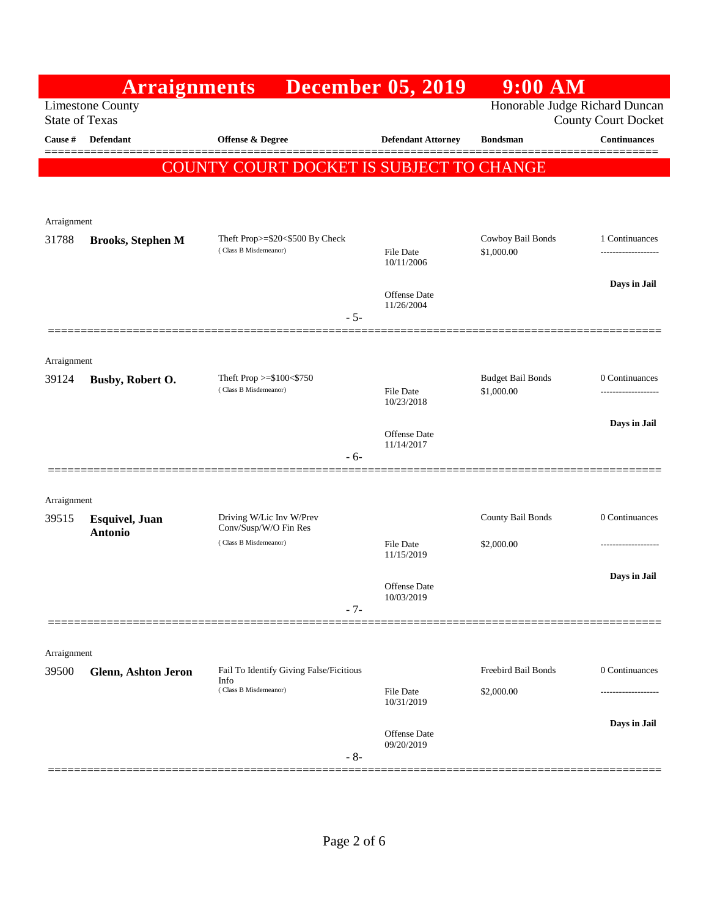# Arraignments December 05, 2019 9:00 AM

Limestone County
State of Texas

Honorable Judge Richard Duncan
County Court Docket

**COUNTY COURT DOCKET IS SUBJECT TO CHANGE**

| Cause # | Defendant | Offense & Degree | Defendant Attorney | Bondsman | Continuances |
|---|---|---|---|---|---|
| Arraignment | | | | | |
| 31788 | **Brooks, Stephen M** | Theft Prop>=$20<$500 By Check (Class B Misdemeanor) | File Date 10/11/2006<br>Offense Date 11/26/2004 | Cowboy Bail Bonds $1,000.00 | 1 Continuances<br>**Days in Jail** |
| | | - 5- | | | |
| Arraignment | | | | | |
| 39124 | **Busby, Robert O.** | Theft Prop >=$100<$750 (Class B Misdemeanor) | File Date 10/23/2018<br>Offense Date 11/14/2017 | Budget Bail Bonds $1,000.00 | 0 Continuances<br>**Days in Jail** |
| | | - 6- | | | |
| Arraignment | | | | | |
| 39515 | **Esquivel, Juan Antonio** | Driving W/Lic Inv W/Prev Conv/Susp/W/O Fin Res (Class B Misdemeanor) | File Date 11/15/2019<br>Offense Date 10/03/2019 | County Bail Bonds $2,000.00 | 0 Continuances<br>**Days in Jail** |
| | | - 7- | | | |
| Arraignment | | | | | |
| 39500 | **Glenn, Ashton Jeron** | Fail To Identify Giving False/Ficitious Info (Class B Misdemeanor) | File Date 10/31/2019<br>Offense Date 09/20/2019 | Freebird Bail Bonds $2,000.00 | 0 Continuances<br>**Days in Jail** |
| | | - 8- | | | |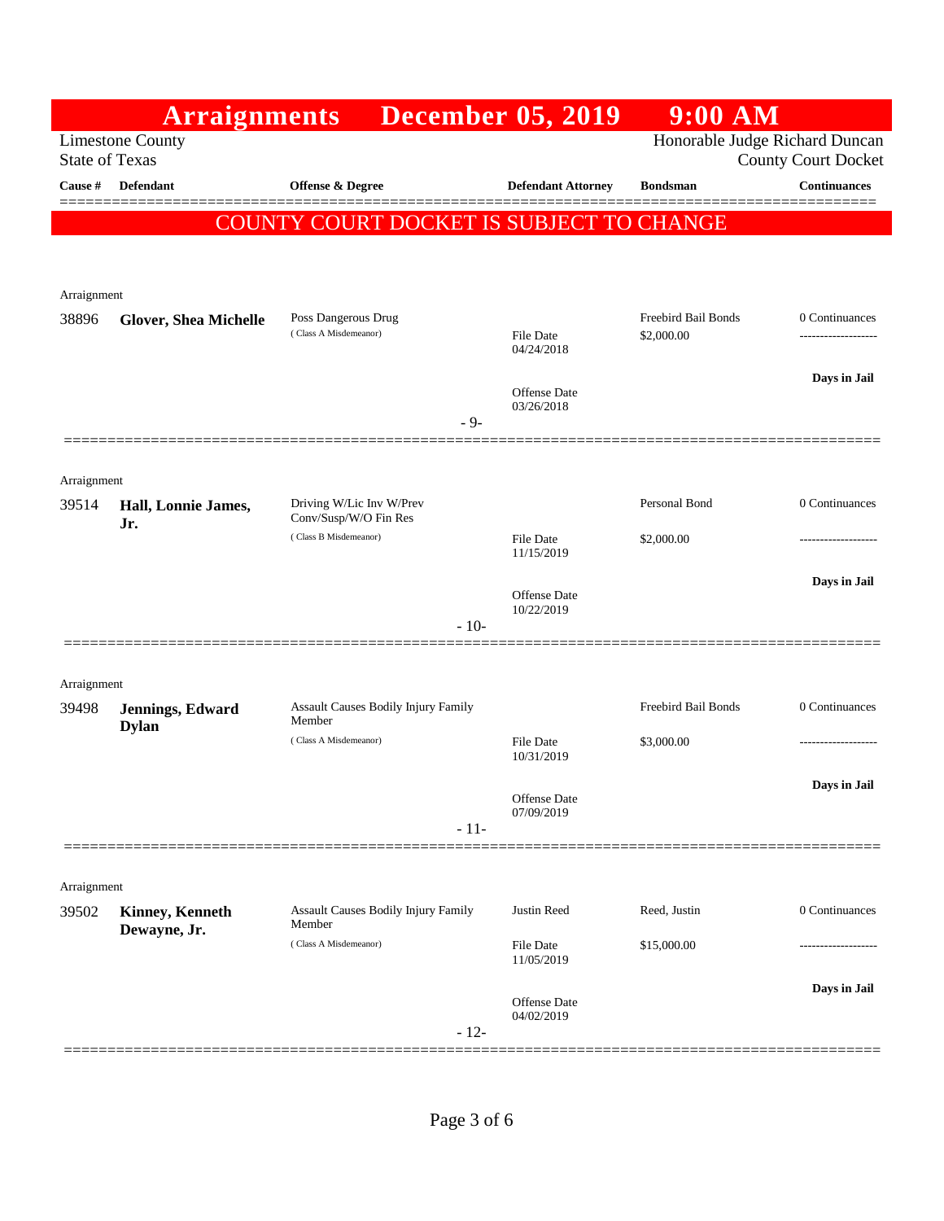# Arraignments December 05, 2019 9:00 AM

Limestone County
State of Texas

Honorable Judge Richard Duncan
County Court Docket

| Cause # | Defendant | Offense & Degree | Defendant Attorney | Bondsman | Continuances |
|---|---|---|---|---|---|

**COUNTY COURT DOCKET IS SUBJECT TO CHANGE**

Arraignment

| Cause # | Defendant | Offense & Degree | Defendant Attorney | Bondsman | Continuances |
|---|---|---|---|---|---|
| 38896 | **Glover, Shea Michelle** | Poss Dangerous Drug (Class A Misdemeanor) | File Date 04/24/2018; Offense Date 03/26/2018 | Freebird Bail Bonds $2,000.00 | 0 Continuances; **Days in Jail** |

- 9-

Arraignment

| Cause # | Defendant | Offense & Degree | Defendant Attorney | Bondsman | Continuances |
|---|---|---|---|---|---|
| 39514 | **Hall, Lonnie James, Jr.** | Driving W/Lic Inv W/Prev Conv/Susp/W/O Fin Res (Class B Misdemeanor) | File Date 11/15/2019; Offense Date 10/22/2019 | Personal Bond $2,000.00 | 0 Continuances; **Days in Jail** |

- 10-

Arraignment

| Cause # | Defendant | Offense & Degree | Defendant Attorney | Bondsman | Continuances |
|---|---|---|---|---|---|
| 39498 | **Jennings, Edward Dylan** | Assault Causes Bodily Injury Family Member (Class A Misdemeanor) | File Date 10/31/2019; Offense Date 07/09/2019 | Freebird Bail Bonds $3,000.00 | 0 Continuances; **Days in Jail** |

- 11-

Arraignment

| Cause # | Defendant | Offense & Degree | Defendant Attorney | Bondsman | Continuances |
|---|---|---|---|---|---|
| 39502 | **Kinney, Kenneth Dewayne, Jr.** | Assault Causes Bodily Injury Family Member (Class A Misdemeanor) | Justin Reed; File Date 11/05/2019; Offense Date 04/02/2019 | Reed, Justin $15,000.00 | 0 Continuances; **Days in Jail** |

- 12-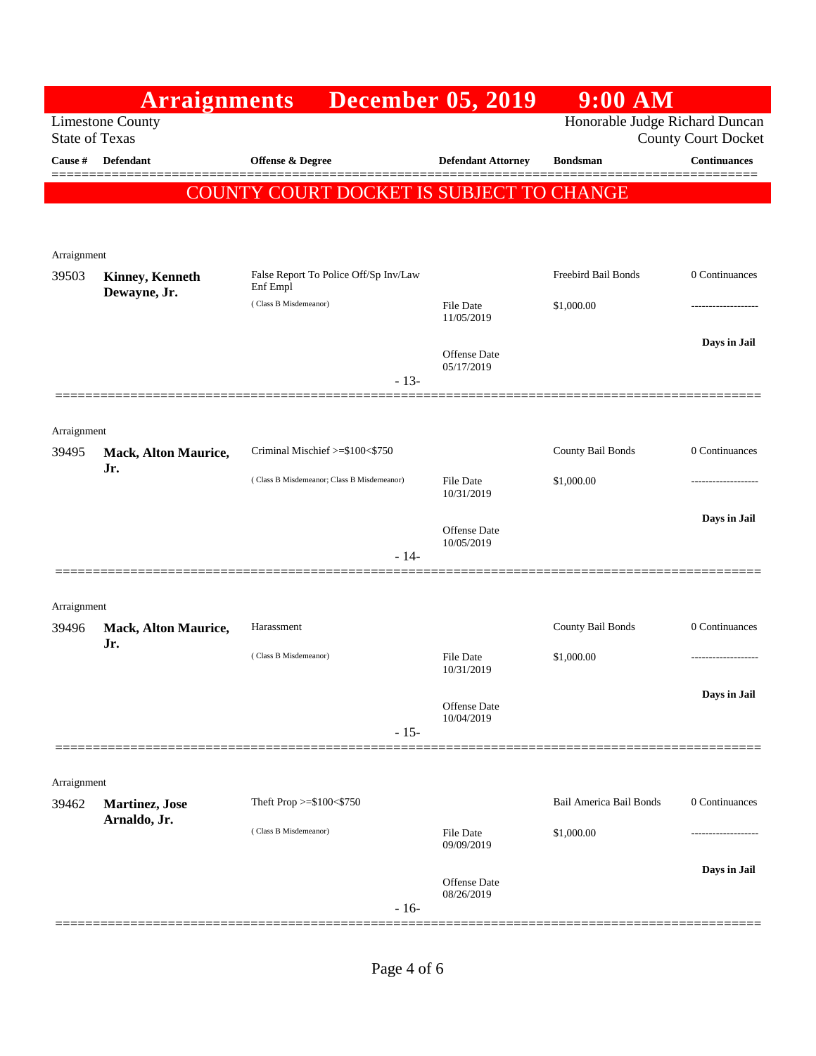# Arraignments December 05, 2019 9:00 AM

Limestone County
State of Texas

Honorable Judge Richard Duncan
County Court Docket

**COUNTY COURT DOCKET IS SUBJECT TO CHANGE**

| Cause # | Defendant | Offense & Degree | Defendant Attorney | Bondsman | Continuances |
|---|---|---|---|---|---|
| Arraignment | | | | | |
| 39503 | **Kinney, Kenneth Dewayne, Jr.** | False Report To Police Off/Sp Inv/Law Enf Empl (Class B Misdemeanor) | File Date 11/05/2019<br>Offense Date 05/17/2019 | Freebird Bail Bonds<br>$1,000.00 | 0 Continuances<br>-------------------<br>**Days in Jail** |
| | | | - 13- | | |
| Arraignment | | | | | |
| 39495 | **Mack, Alton Maurice, Jr.** | Criminal Mischief >=$100<$750 (Class B Misdemeanor; Class B Misdemeanor) | File Date 10/31/2019<br>Offense Date 10/05/2019 | County Bail Bonds<br>$1,000.00 | 0 Continuances<br>-------------------<br>**Days in Jail** |
| | | | - 14- | | |
| Arraignment | | | | | |
| 39496 | **Mack, Alton Maurice, Jr.** | Harassment (Class B Misdemeanor) | File Date 10/31/2019<br>Offense Date 10/04/2019 | County Bail Bonds<br>$1,000.00 | 0 Continuances<br>-------------------<br>**Days in Jail** |
| | | | - 15- | | |
| Arraignment | | | | | |
| 39462 | **Martinez, Jose Arnaldo, Jr.** | Theft Prop >=$100<$750 (Class B Misdemeanor) | File Date 09/09/2019<br>Offense Date 08/26/2019 | Bail America Bail Bonds<br>$1,000.00 | 0 Continuances<br>-------------------<br>**Days in Jail** |
| | | | - 16- | | |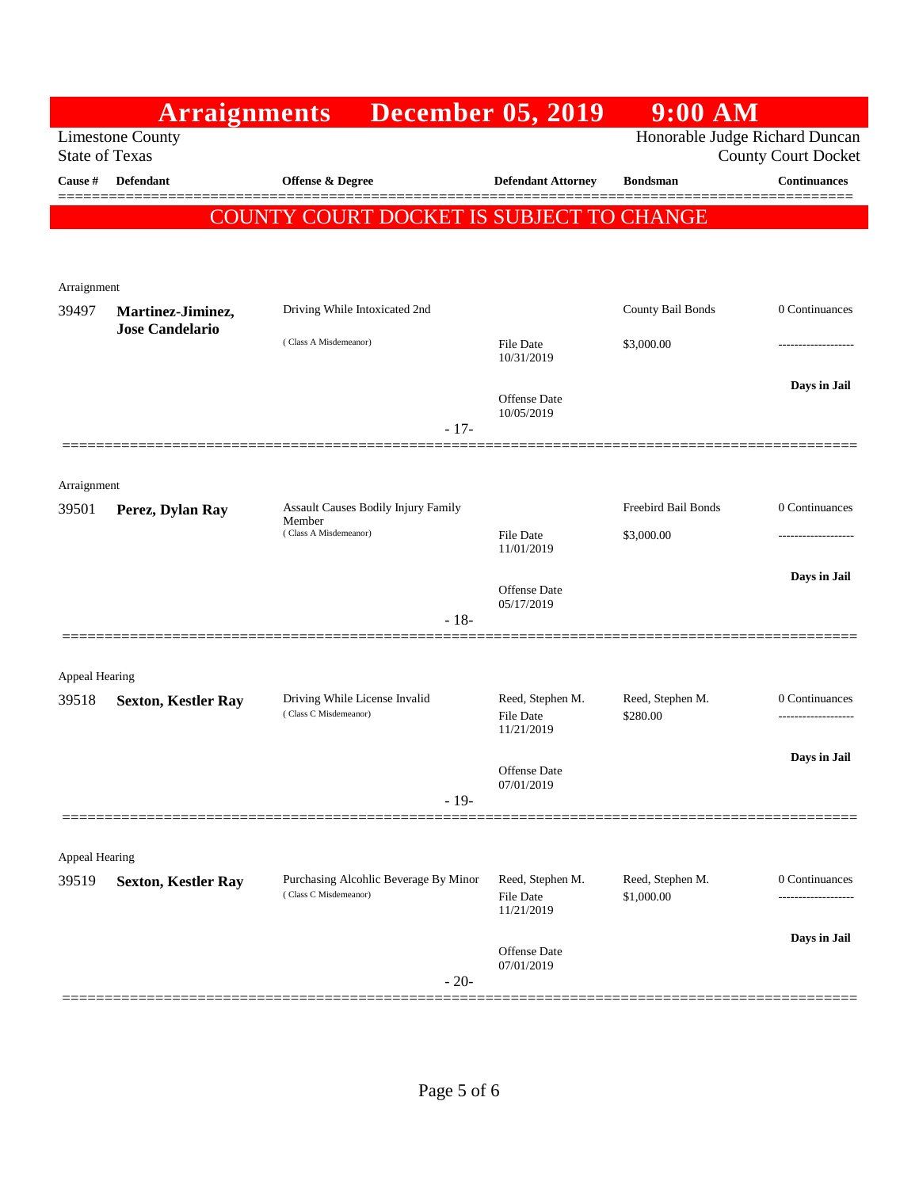# Arraignments December 05, 2019 9:00 AM

Limestone County
State of Texas

Honorable Judge Richard Duncan
County Court Docket

**COUNTY COURT DOCKET IS SUBJECT TO CHANGE**

| Cause # | Defendant | Offense & Degree | Defendant Attorney | Bondsman | Continuances |
|---|---|---|---|---|---|
| **Arraignment** | | | | | |
| 39497 | **Martinez-Jiminez, Jose Candelario** | Driving While Intoxicated 2nd (Class A Misdemeanor) | File Date 10/31/2019<br>Offense Date 10/05/2019 | County Bail Bonds<br>$3,000.00 | 0 Continuances<br>-------------------<br>**Days in Jail** |
| | | | - 17- | | |
| **Arraignment** | | | | | |
| 39501 | **Perez, Dylan Ray** | Assault Causes Bodily Injury Family Member (Class A Misdemeanor) | File Date 11/01/2019<br>Offense Date 05/17/2019 | Freebird Bail Bonds<br>$3,000.00 | 0 Continuances<br>-------------------<br>**Days in Jail** |
| | | | - 18- | | |
| **Appeal Hearing** | | | | | |
| 39518 | **Sexton, Kestler Ray** | Driving While License Invalid (Class C Misdemeanor) | Reed, Stephen M.<br>File Date 11/21/2019<br>Offense Date 07/01/2019 | Reed, Stephen M.<br>$280.00 | 0 Continuances<br>-------------------<br>**Days in Jail** |
| | | | - 19- | | |
| **Appeal Hearing** | | | | | |
| 39519 | **Sexton, Kestler Ray** | Purchasing Alcohlic Beverage By Minor (Class C Misdemeanor) | Reed, Stephen M.<br>File Date 11/21/2019<br>Offense Date 07/01/2019 | Reed, Stephen M.<br>$1,000.00 | 0 Continuances<br>-------------------<br>**Days in Jail** |
| | | | - 20- | | |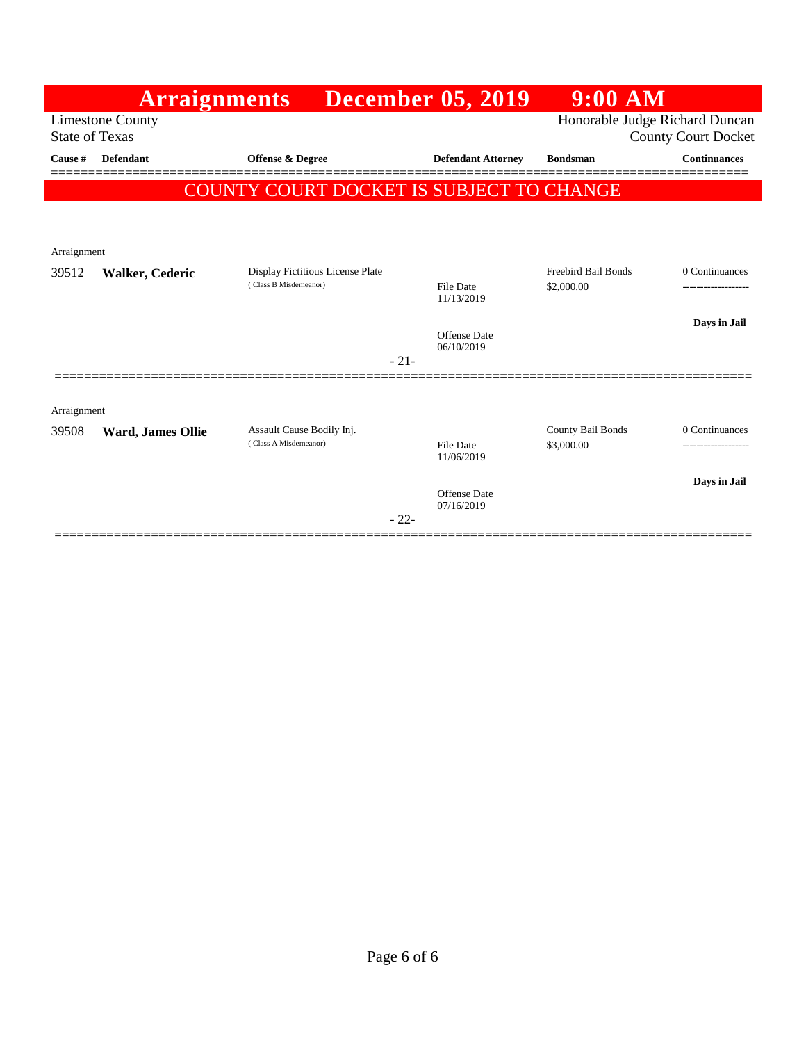# Arraignments December 05, 2019 9:00 AM

Limestone County
State of Texas

Honorable Judge Richard Duncan
County Court Docket

| Cause # | Defendant | Offense & Degree | Defendant Attorney | Bondsman | Continuances |
|---|---|---|---|---|---|

**COUNTY COURT DOCKET IS SUBJECT TO CHANGE**

Arraignment

| Cause # | Defendant | Offense & Degree | Defendant Attorney | Bondsman | Continuances |
|---|---|---|---|---|---|
| 39512 | **Walker, Cederic** | Display Fictitious License Plate (Class B Misdemeanor) | File Date 11/13/2019<br>Offense Date 06/10/2019 | Freebird Bail Bonds<br>$2,000.00 | 0 Continuances<br>**Days in Jail** |

- 21-

Arraignment

| Cause # | Defendant | Offense & Degree | Defendant Attorney | Bondsman | Continuances |
|---|---|---|---|---|---|
| 39508 | **Ward, James Ollie** | Assault Cause Bodily Inj. (Class A Misdemeanor) | File Date 11/06/2019<br>Offense Date 07/16/2019 | County Bail Bonds<br>$3,000.00 | 0 Continuances<br>**Days in Jail** |

- 22-